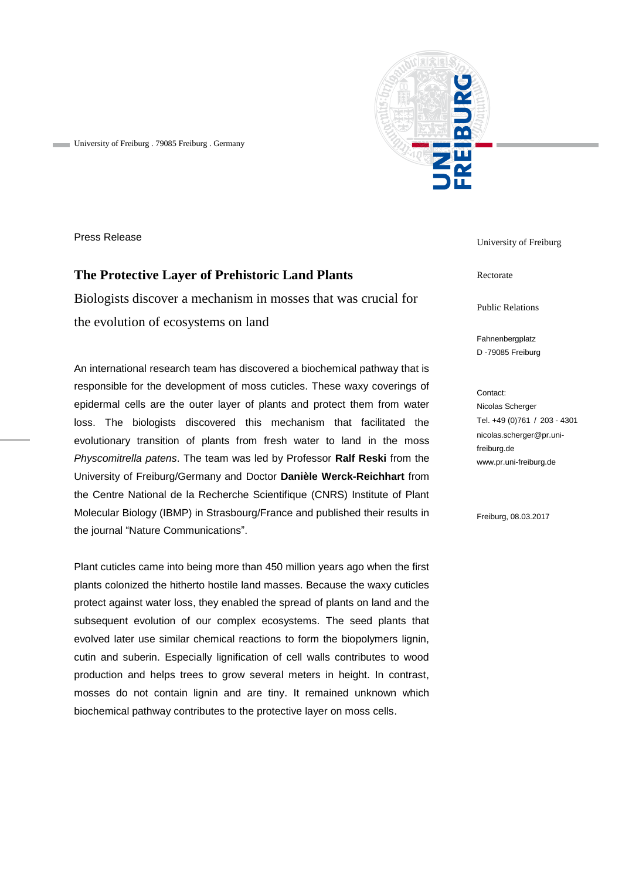University of Freiburg . 79085 Freiburg . Germany

Press Release

# The Protective Layer of Prehistoric Land Plants

## Biologists discover a mechanism in mosses that was crucial for the evolution of ecosystems on land

University of Freiburg

Rectorate

Public Relations

Fahnenbergplatz
D -79085 Freiburg

Contact:
Nicolas Scherger
Tel. +49 (0)761 / 203 - 4301
nicolas.scherger@pr.uni-freiburg.de
www.pr.uni-freiburg.de

Freiburg, 08.03.2017

An international research team has discovered a biochemical pathway that is responsible for the development of moss cuticles. These waxy coverings of epidermal cells are the outer layer of plants and protect them from water loss. The biologists discovered this mechanism that facilitated the evolutionary transition of plants from fresh water to land in the moss *Physcomitrella patens*. The team was led by Professor **Ralf Reski** from the University of Freiburg/Germany and Doctor **Danièle Werck-Reichhart** from the Centre National de la Recherche Scientifique (CNRS) Institute of Plant Molecular Biology (IBMP) in Strasbourg/France and published their results in the journal “Nature Communications”.

Plant cuticles came into being more than 450 million years ago when the first plants colonized the hitherto hostile land masses. Because the waxy cuticles protect against water loss, they enabled the spread of plants on land and the subsequent evolution of our complex ecosystems. The seed plants that evolved later use similar chemical reactions to form the biopolymers lignin, cutin and suberin. Especially lignification of cell walls contributes to wood production and helps trees to grow several meters in height. In contrast, mosses do not contain lignin and are tiny. It remained unknown which biochemical pathway contributes to the protective layer on moss cells.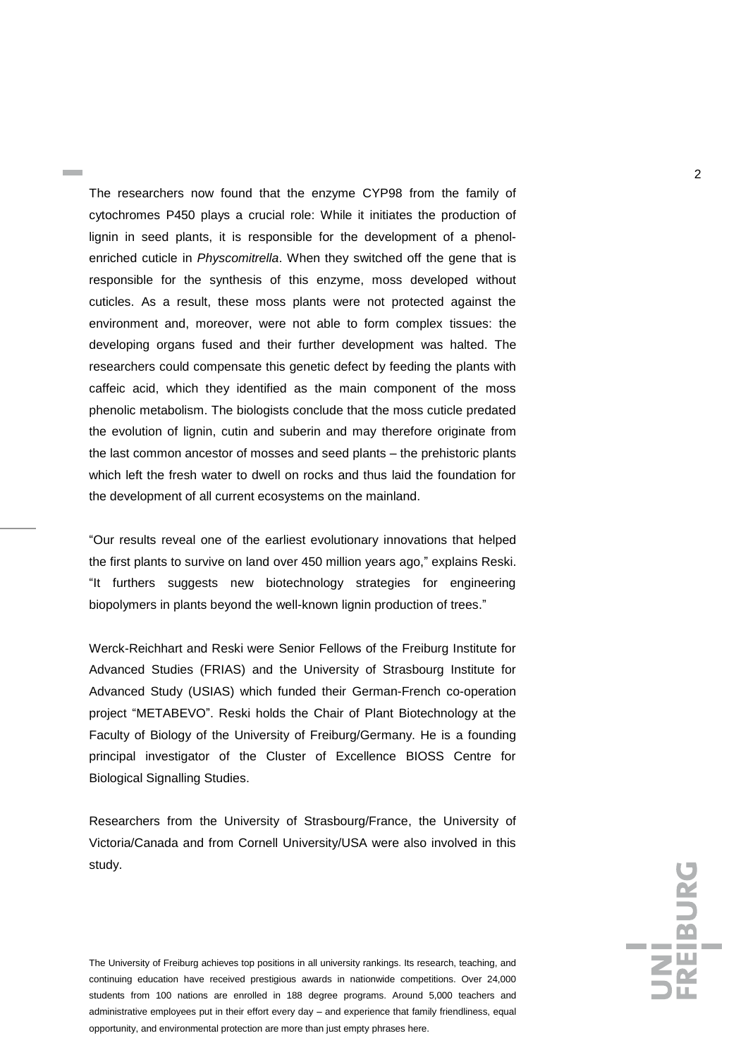The researchers now found that the enzyme CYP98 from the family of cytochromes P450 plays a crucial role: While it initiates the production of lignin in seed plants, it is responsible for the development of a phenol-enriched cuticle in *Physcomitrella*. When they switched off the gene that is responsible for the synthesis of this enzyme, moss developed without cuticles. As a result, these moss plants were not protected against the environment and, moreover, were not able to form complex tissues: the developing organs fused and their further development was halted. The researchers could compensate this genetic defect by feeding the plants with caffeic acid, which they identified as the main component of the moss phenolic metabolism. The biologists conclude that the moss cuticle predated the evolution of lignin, cutin and suberin and may therefore originate from the last common ancestor of mosses and seed plants – the prehistoric plants which left the fresh water to dwell on rocks and thus laid the foundation for the development of all current ecosystems on the mainland.

“Our results reveal one of the earliest evolutionary innovations that helped the first plants to survive on land over 450 million years ago,” explains Reski. “It furthers suggests new biotechnology strategies for engineering biopolymers in plants beyond the well-known lignin production of trees.”

Werck-Reichhart and Reski were Senior Fellows of the Freiburg Institute for Advanced Studies (FRIAS) and the University of Strasbourg Institute for Advanced Study (USIAS) which funded their German-French co-operation project “METABEVO”. Reski holds the Chair of Plant Biotechnology at the Faculty of Biology of the University of Freiburg/Germany. He is a founding principal investigator of the Cluster of Excellence BIOSS Centre for Biological Signalling Studies.

Researchers from the University of Strasbourg/France, the University of Victoria/Canada and from Cornell University/USA were also involved in this study.

The University of Freiburg achieves top positions in all university rankings. Its research, teaching, and continuing education have received prestigious awards in nationwide competitions. Over 24,000 students from 100 nations are enrolled in 188 degree programs. Around 5,000 teachers and administrative employees put in their effort every day – and experience that family friendliness, equal opportunity, and environmental protection are more than just empty phrases here.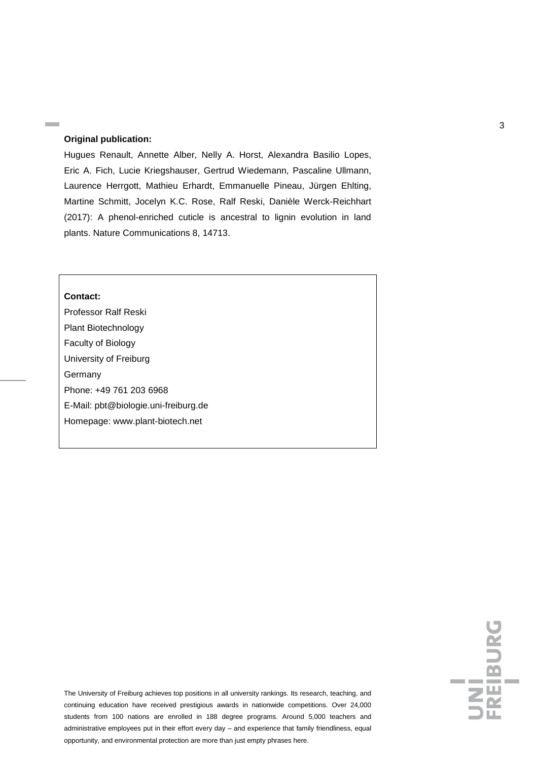**Original publication:**

Hugues Renault, Annette Alber, Nelly A. Horst, Alexandra Basilio Lopes, Eric A. Fich, Lucie Kriegshauser, Gertrud Wiedemann, Pascaline Ullmann, Laurence Herrgott, Mathieu Erhardt, Emmanuelle Pineau, Jürgen Ehlting, Martine Schmitt, Jocelyn K.C. Rose, Ralf Reski, Danièle Werck-Reichhart (2017): A phenol-enriched cuticle is ancestral to lignin evolution in land plants. Nature Communications 8, 14713.

**Contact:**

Professor Ralf Reski
Plant Biotechnology
Faculty of Biology
University of Freiburg
Germany
Phone: +49 761 203 6968
E-Mail: pbt@biologie.uni-freiburg.de
Homepage: www.plant-biotech.net

The University of Freiburg achieves top positions in all university rankings. Its research, teaching, and continuing education have received prestigious awards in nationwide competitions. Over 24,000 students from 100 nations are enrolled in 188 degree programs. Around 5,000 teachers and administrative employees put in their effort every day – and experience that family friendliness, equal opportunity, and environmental protection are more than just empty phrases here.